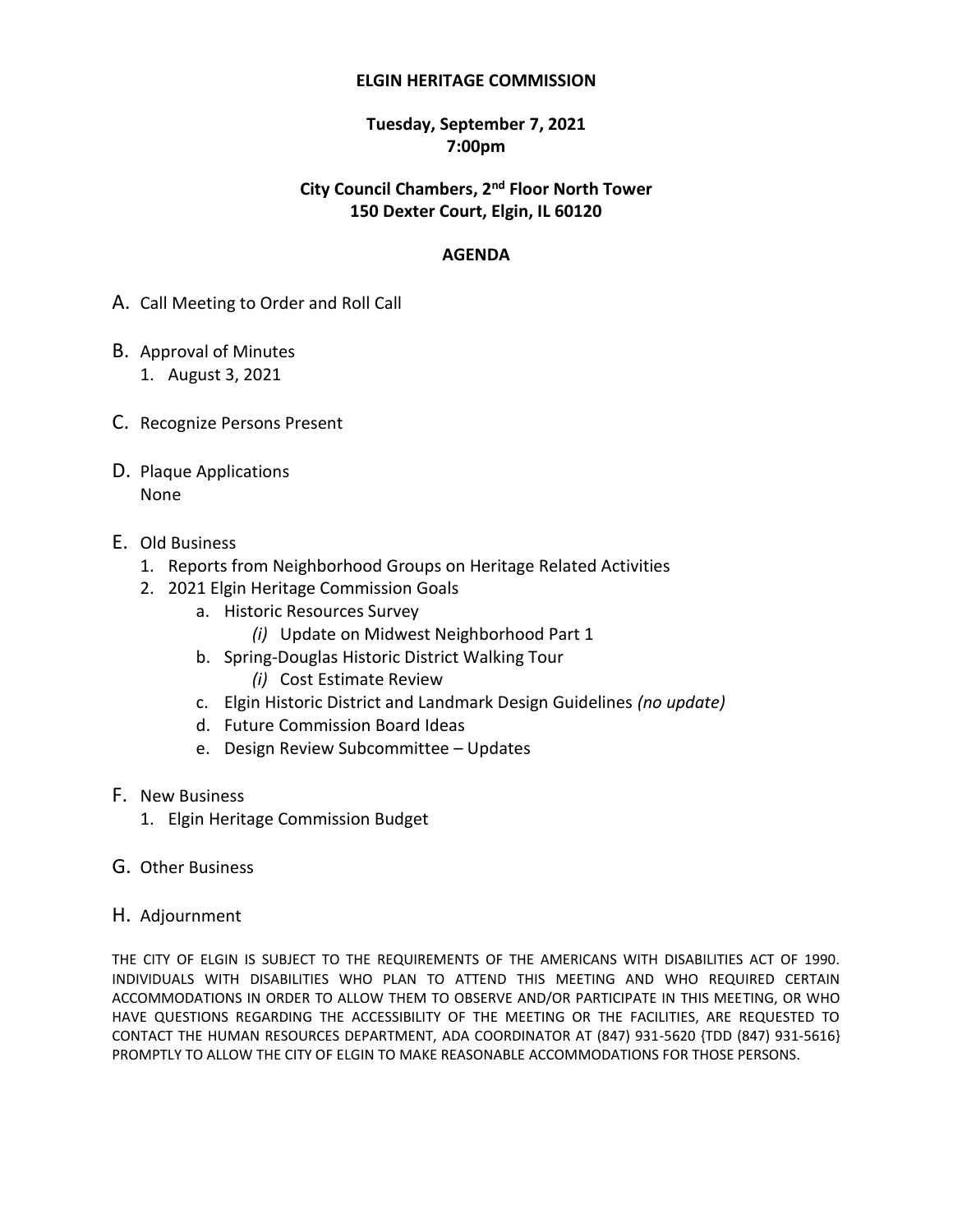# ELGIN HERITAGE COMMISSION

**Tuesday, September 7, 2021**
**7:00pm**

**City Council Chambers, 2nd Floor North Tower**
**150 Dexter Court, Elgin, IL 60120**

## AGENDA

A. Call Meeting to Order and Roll Call

B. Approval of Minutes
   1. August 3, 2021

C. Recognize Persons Present

D. Plaque Applications
   None

E. Old Business
   1. Reports from Neighborhood Groups on Heritage Related Activities
   2. 2021 Elgin Heritage Commission Goals
      a. Historic Resources Survey
         *(i)* Update on Midwest Neighborhood Part 1
      b. Spring-Douglas Historic District Walking Tour
         *(i)* Cost Estimate Review
      c. Elgin Historic District and Landmark Design Guidelines *(no update)*
      d. Future Commission Board Ideas
      e. Design Review Subcommittee – Updates

F. New Business
   1. Elgin Heritage Commission Budget

G. Other Business

H. Adjournment

THE CITY OF ELGIN IS SUBJECT TO THE REQUIREMENTS OF THE AMERICANS WITH DISABILITIES ACT OF 1990. INDIVIDUALS WITH DISABILITIES WHO PLAN TO ATTEND THIS MEETING AND WHO REQUIRED CERTAIN ACCOMMODATIONS IN ORDER TO ALLOW THEM TO OBSERVE AND/OR PARTICIPATE IN THIS MEETING, OR WHO HAVE QUESTIONS REGARDING THE ACCESSIBILITY OF THE MEETING OR THE FACILITIES, ARE REQUESTED TO CONTACT THE HUMAN RESOURCES DEPARTMENT, ADA COORDINATOR AT (847) 931-5620 {TDD (847) 931-5616} PROMPTLY TO ALLOW THE CITY OF ELGIN TO MAKE REASONABLE ACCOMMODATIONS FOR THOSE PERSONS.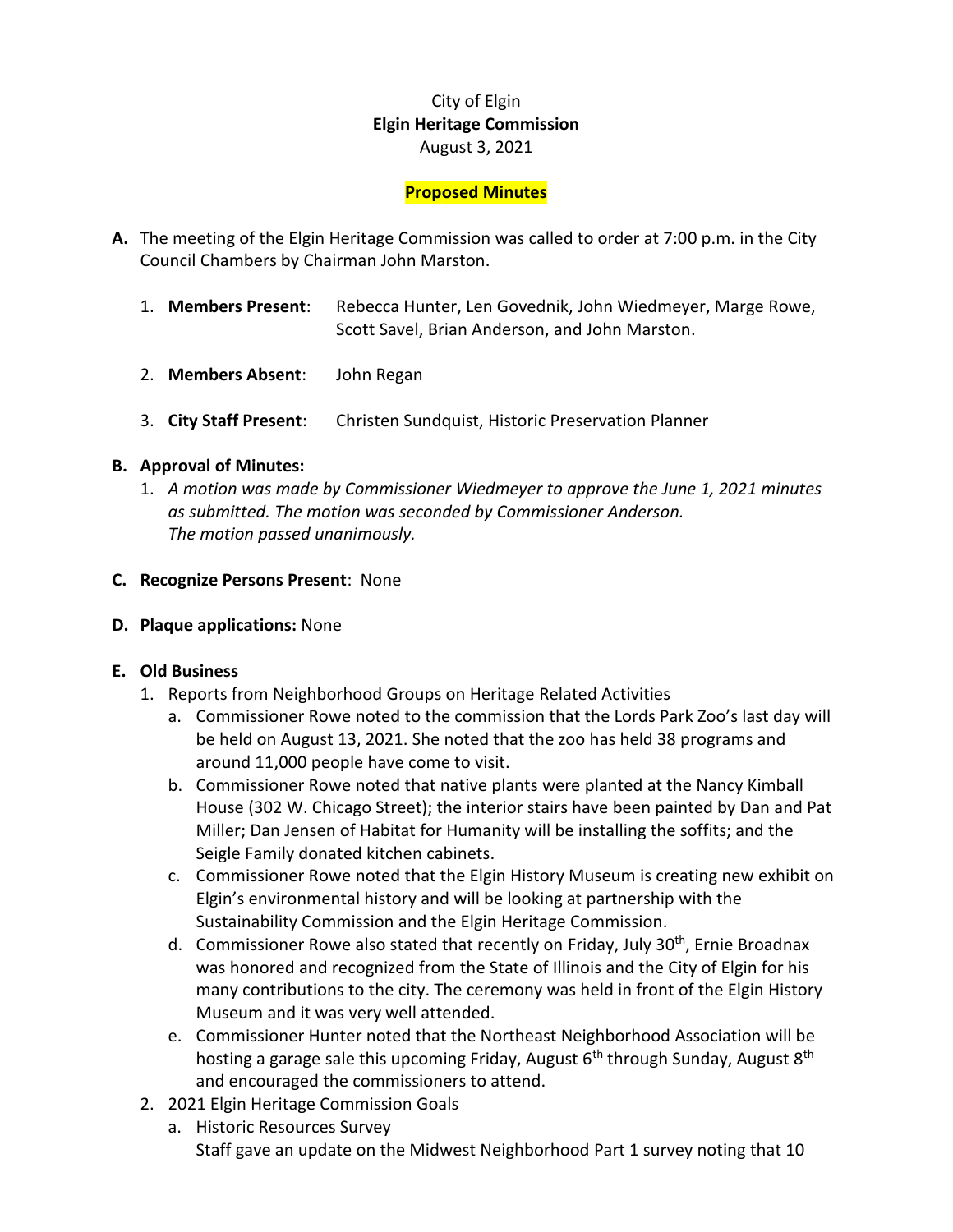City of Elgin
**Elgin Heritage Commission**
August 3, 2021

**Proposed Minutes**

**A.** The meeting of the Elgin Heritage Commission was called to order at 7:00 p.m. in the City Council Chambers by Chairman John Marston.

1. **Members Present**: Rebecca Hunter, Len Govednik, John Wiedmeyer, Marge Rowe, Scott Savel, Brian Anderson, and John Marston.
2. **Members Absent**: John Regan
3. **City Staff Present**: Christen Sundquist, Historic Preservation Planner

**B. Approval of Minutes:**

1. *A motion was made by Commissioner Wiedmeyer to approve the June 1, 2021 minutes as submitted. The motion was seconded by Commissioner Anderson. The motion passed unanimously.*

**C. Recognize Persons Present**: None

**D. Plaque applications:** None

**E. Old Business**

1. Reports from Neighborhood Groups on Heritage Related Activities
   a. Commissioner Rowe noted to the commission that the Lords Park Zoo's last day will be held on August 13, 2021. She noted that the zoo has held 38 programs and around 11,000 people have come to visit.
   b. Commissioner Rowe noted that native plants were planted at the Nancy Kimball House (302 W. Chicago Street); the interior stairs have been painted by Dan and Pat Miller; Dan Jensen of Habitat for Humanity will be installing the soffits; and the Seigle Family donated kitchen cabinets.
   c. Commissioner Rowe noted that the Elgin History Museum is creating new exhibit on Elgin's environmental history and will be looking at partnership with the Sustainability Commission and the Elgin Heritage Commission.
   d. Commissioner Rowe also stated that recently on Friday, July 30th, Ernie Broadnax was honored and recognized from the State of Illinois and the City of Elgin for his many contributions to the city. The ceremony was held in front of the Elgin History Museum and it was very well attended.
   e. Commissioner Hunter noted that the Northeast Neighborhood Association will be hosting a garage sale this upcoming Friday, August 6th through Sunday, August 8th and encouraged the commissioners to attend.
2. 2021 Elgin Heritage Commission Goals
   a. Historic Resources Survey
   Staff gave an update on the Midwest Neighborhood Part 1 survey noting that 10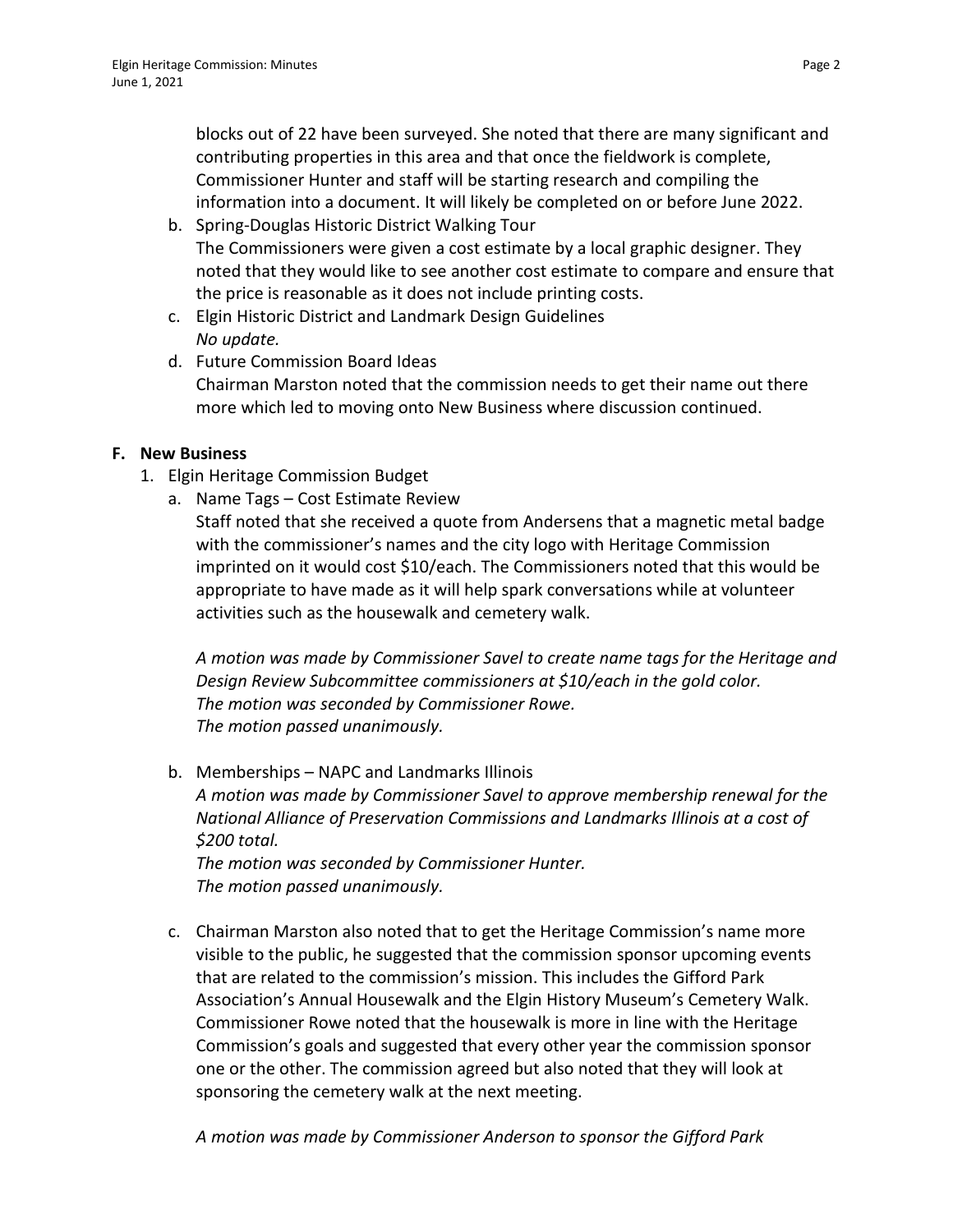blocks out of 22 have been surveyed. She noted that there are many significant and contributing properties in this area and that once the fieldwork is complete, Commissioner Hunter and staff will be starting research and compiling the information into a document. It will likely be completed on or before June 2022.

b. Spring-Douglas Historic District Walking Tour
   The Commissioners were given a cost estimate by a local graphic designer. They noted that they would like to see another cost estimate to compare and ensure that the price is reasonable as it does not include printing costs.

c. Elgin Historic District and Landmark Design Guidelines
   *No update.*

d. Future Commission Board Ideas
   Chairman Marston noted that the commission needs to get their name out there more which led to moving onto New Business where discussion continued.

## F. New Business

1. Elgin Heritage Commission Budget

   a. Name Tags – Cost Estimate Review
      Staff noted that she received a quote from Andersens that a magnetic metal badge with the commissioner's names and the city logo with Heritage Commission imprinted on it would cost $10/each. The Commissioners noted that this would be appropriate to have made as it will help spark conversations while at volunteer activities such as the housewalk and cemetery walk.

      *A motion was made by Commissioner Savel to create name tags for the Heritage and Design Review Subcommittee commissioners at $10/each in the gold color.*
      *The motion was seconded by Commissioner Rowe.*
      *The motion passed unanimously.*

   b. Memberships – NAPC and Landmarks Illinois
      *A motion was made by Commissioner Savel to approve membership renewal for the National Alliance of Preservation Commissions and Landmarks Illinois at a cost of $200 total.*
      *The motion was seconded by Commissioner Hunter.*
      *The motion passed unanimously.*

   c. Chairman Marston also noted that to get the Heritage Commission's name more visible to the public, he suggested that the commission sponsor upcoming events that are related to the commission's mission. This includes the Gifford Park Association's Annual Housewalk and the Elgin History Museum's Cemetery Walk. Commissioner Rowe noted that the housewalk is more in line with the Heritage Commission's goals and suggested that every other year the commission sponsor one or the other. The commission agreed but also noted that they will look at sponsoring the cemetery walk at the next meeting.

      *A motion was made by Commissioner Anderson to sponsor the Gifford Park*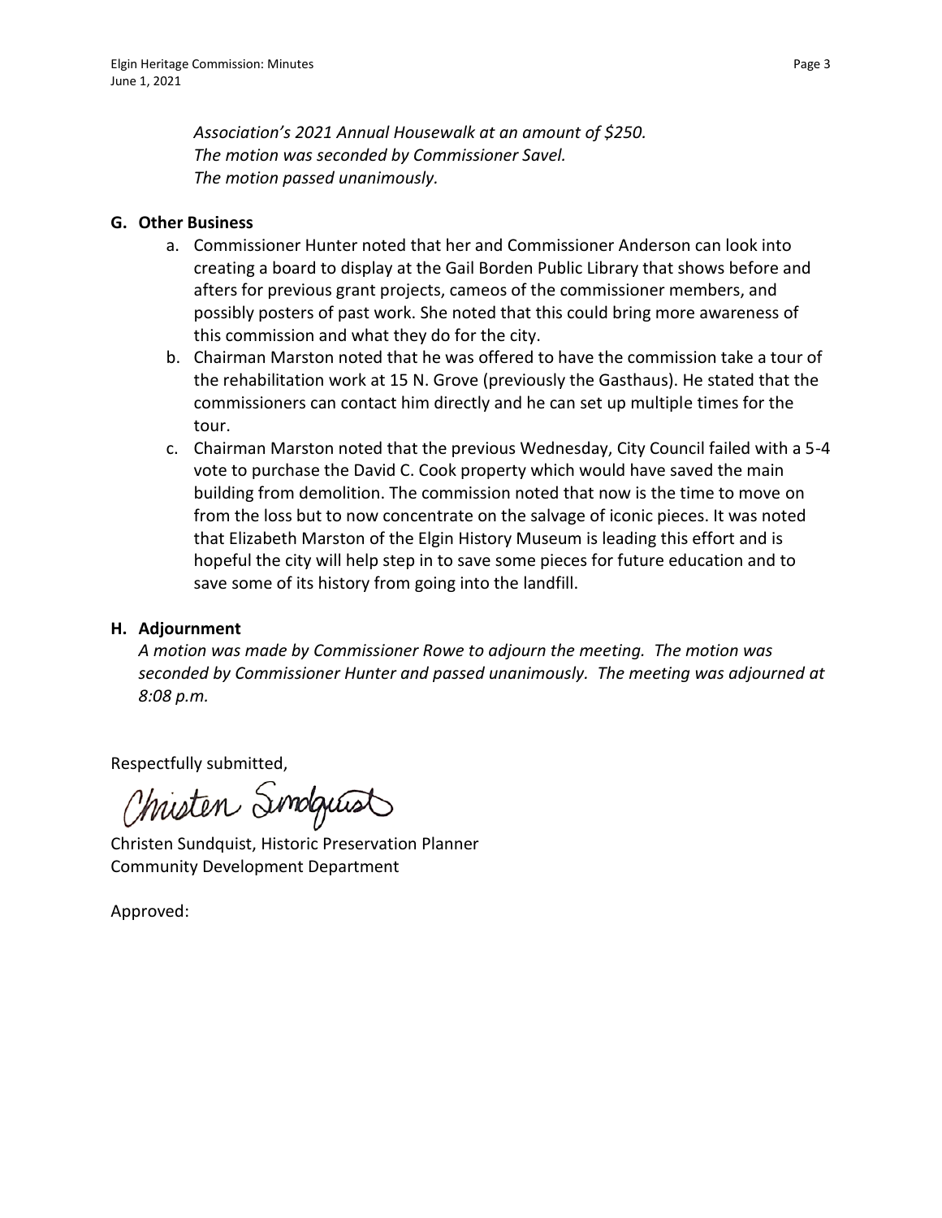*Association's 2021 Annual Housewalk at an amount of $250.*
*The motion was seconded by Commissioner Savel.*
*The motion passed unanimously.*

**G. Other Business**

a. Commissioner Hunter noted that her and Commissioner Anderson can look into creating a board to display at the Gail Borden Public Library that shows before and afters for previous grant projects, cameos of the commissioner members, and possibly posters of past work. She noted that this could bring more awareness of this commission and what they do for the city.

b. Chairman Marston noted that he was offered to have the commission take a tour of the rehabilitation work at 15 N. Grove (previously the Gasthaus). He stated that the commissioners can contact him directly and he can set up multiple times for the tour.

c. Chairman Marston noted that the previous Wednesday, City Council failed with a 5-4 vote to purchase the David C. Cook property which would have saved the main building from demolition. The commission noted that now is the time to move on from the loss but to now concentrate on the salvage of iconic pieces. It was noted that Elizabeth Marston of the Elgin History Museum is leading this effort and is hopeful the city will help step in to save some pieces for future education and to save some of its history from going into the landfill.

**H. Adjournment**

*A motion was made by Commissioner Rowe to adjourn the meeting. The motion was seconded by Commissioner Hunter and passed unanimously. The meeting was adjourned at 8:08 p.m.*

Respectfully submitted,

Christen Sundquist

Christen Sundquist, Historic Preservation Planner
Community Development Department

Approved: